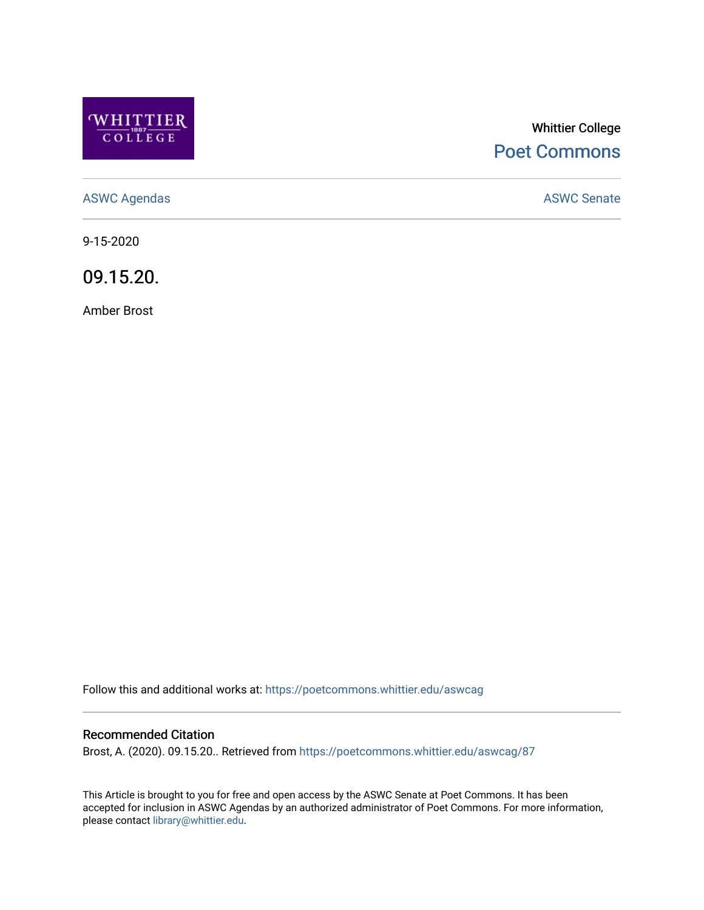Whittier College

Poet Commons

ASWC Agendas

ASWC Senate

9-15-2020

# 09.15.20.

Amber Brost

Follow this and additional works at: https://poetcommons.whittier.edu/aswcag

## Recommended Citation

Brost, A. (2020). 09.15.20.. Retrieved from https://poetcommons.whittier.edu/aswcag/87

This Article is brought to you for free and open access by the ASWC Senate at Poet Commons. It has been accepted for inclusion in ASWC Agendas by an authorized administrator of Poet Commons. For more information, please contact library@whittier.edu.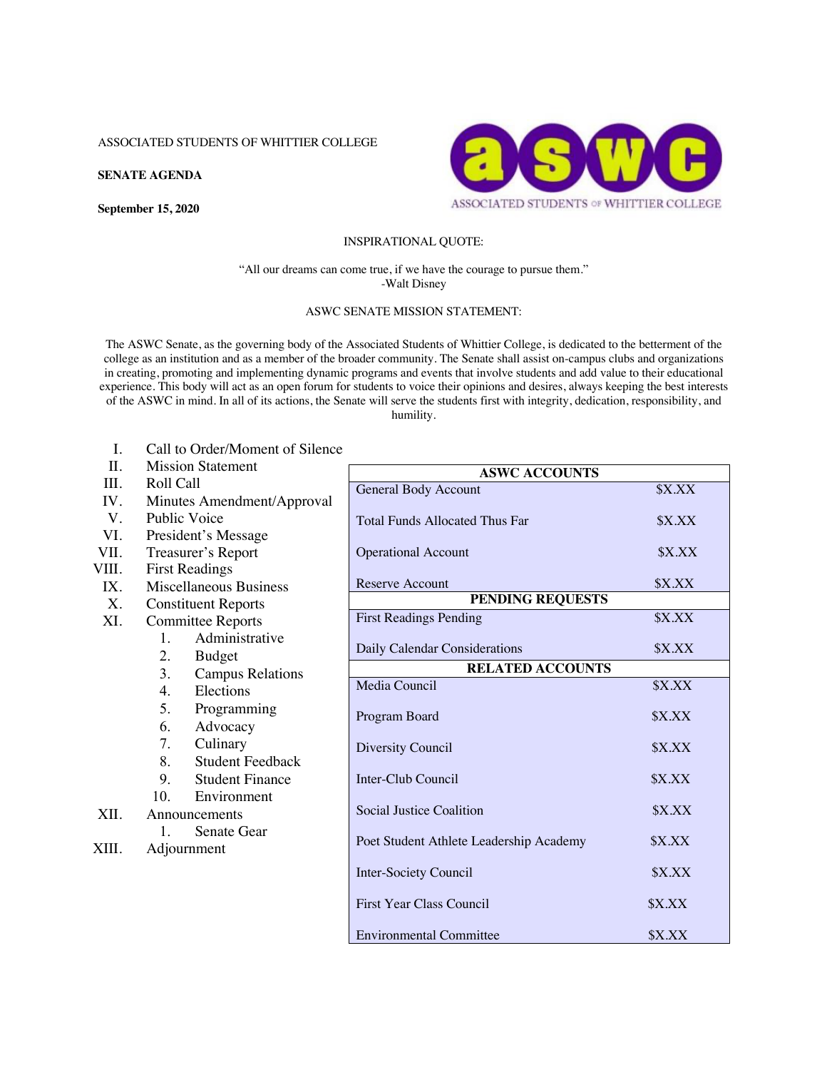ASSOCIATED STUDENTS OF WHITTIER COLLEGE

**SENATE AGENDA**

**September 15, 2020**

ASSOCIATED STUDENTS OF WHITTIER COLLEGE

INSPIRATIONAL QUOTE:

"All our dreams can come true, if we have the courage to pursue them."
-Walt Disney

ASWC SENATE MISSION STATEMENT:

The ASWC Senate, as the governing body of the Associated Students of Whittier College, is dedicated to the betterment of the college as an institution and as a member of the broader community. The Senate shall assist on-campus clubs and organizations in creating, promoting and implementing dynamic programs and events that involve students and add value to their educational experience. This body will act as an open forum for students to voice their opinions and desires, always keeping the best interests of the ASWC in mind. In all of its actions, the Senate will serve the students first with integrity, dedication, responsibility, and humility.

I. Call to Order/Moment of Silence
II. Mission Statement
III. Roll Call
IV. Minutes Amendment/Approval
V. Public Voice
VI. President's Message
VII. Treasurer's Report
VIII. First Readings
IX. Miscellaneous Business
X. Constituent Reports
XI. Committee Reports
    1. Administrative
    2. Budget
    3. Campus Relations
    4. Elections
    5. Programming
    6. Advocacy
    7. Culinary
    8. Student Feedback
    9. Student Finance
    10. Environment
XII. Announcements
    1. Senate Gear
XIII. Adjournment

| **ASWC ACCOUNTS** | |
|---|---|
| General Body Account | $X.XX |
| Total Funds Allocated Thus Far | $X.XX |
| Operational Account | $X.XX |
| Reserve Account | $X.XX |
| **PENDING REQUESTS** | |
| First Readings Pending | $X.XX |
| Daily Calendar Considerations | $X.XX |
| **RELATED ACCOUNTS** | |
| Media Council | $X.XX |
| Program Board | $X.XX |
| Diversity Council | $X.XX |
| Inter-Club Council | $X.XX |
| Social Justice Coalition | $X.XX |
| Poet Student Athlete Leadership Academy | $X.XX |
| Inter-Society Council | $X.XX |
| First Year Class Council | $X.XX |
| Environmental Committee | $X.XX |